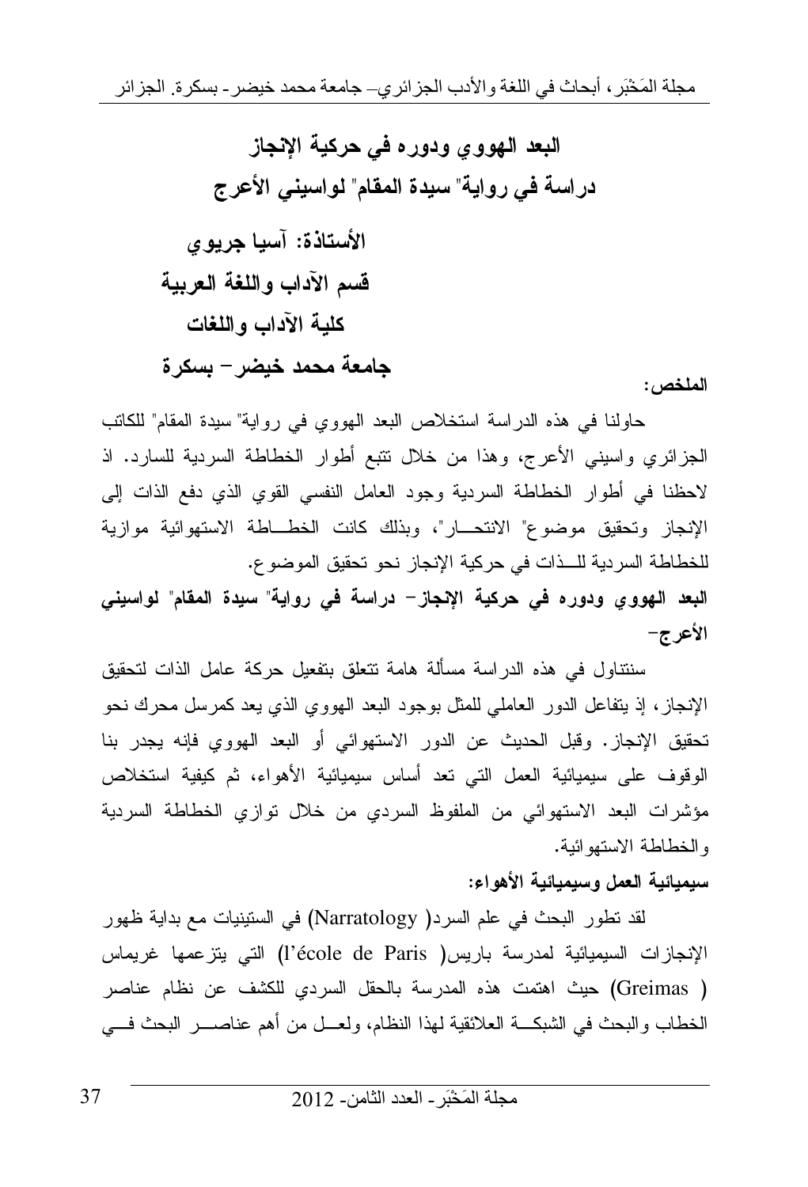# البعد الهووي ودوره في حركية الإنجاز
## دراسة في رواية" سيدة المقام" لواسيني الأعرج

**الأستاذة: آسيا جريوي**
**قسم الآداب واللغة العربية**
**كلية الآداب واللغات**
**جامعة محمد خيضر – بسكرة**

**الملخص:**

حاولنا في هذه الدراسة استخلاص البعد الهووي في رواية" سيدة المقام" للكاتب الجزائري واسيني الأعرج، وهذا من خلال تتبع أطوار الخطاطة السردية للسارد. اذ لاحظنا في أطوار الخطاطة السردية وجود العامل النفسي القوي الذي دفع الذات إلى الإنجاز وتحقيق موضوع" الانتحـــار"، وبذلك كانت الخطـــاطة الاستهوائية موازية للخطاطة السردية للـــذات في حركية الإنجاز نحو تحقيق الموضوع.

**البعد الهووي ودوره في حركية الإنجاز- دراسة في رواية" سيدة المقام" لواسيني الأعرج-**

سنتناول في هذه الدراسة مسألة هامة تتعلق بتفعيل حركة عامل الذات لتحقيق الإنجاز، إذ يتفاعل الدور العاملي للمثل بوجود البعد الهووي الذي يعد كمرسل محرك نحو تحقيق الإنجاز. وقبل الحديث عن الدور الاستهوائي أو البعد الهووي فإنه يجدر بنا الوقوف على سيميائية العمل التي تعد أساس سيميائية الأهواء، ثم كيفية استخلاص مؤشرات البعد الاستهوائي من الملفوظ السردي من خلال توازي الخطاطة السردية والخطاطة الاستهوائية.

**سيميائية العمل وسيميائية الأهواء:**

لقد تطور البحث في علم السرد( Narratology) في الستينيات مع بداية ظهور الإنجازات السيميائية لمدرسة باريس( l'école de Paris) التي يتزعمها غريماس ( Greimas) حيث اهتمت هذه المدرسة بالحقل السردي للكشف عن نظام عناصر الخطاب والبحث في الشبكـــة العلائقية لهذا النظام، ولعـــل من أهم عناصـــر البحث فـــي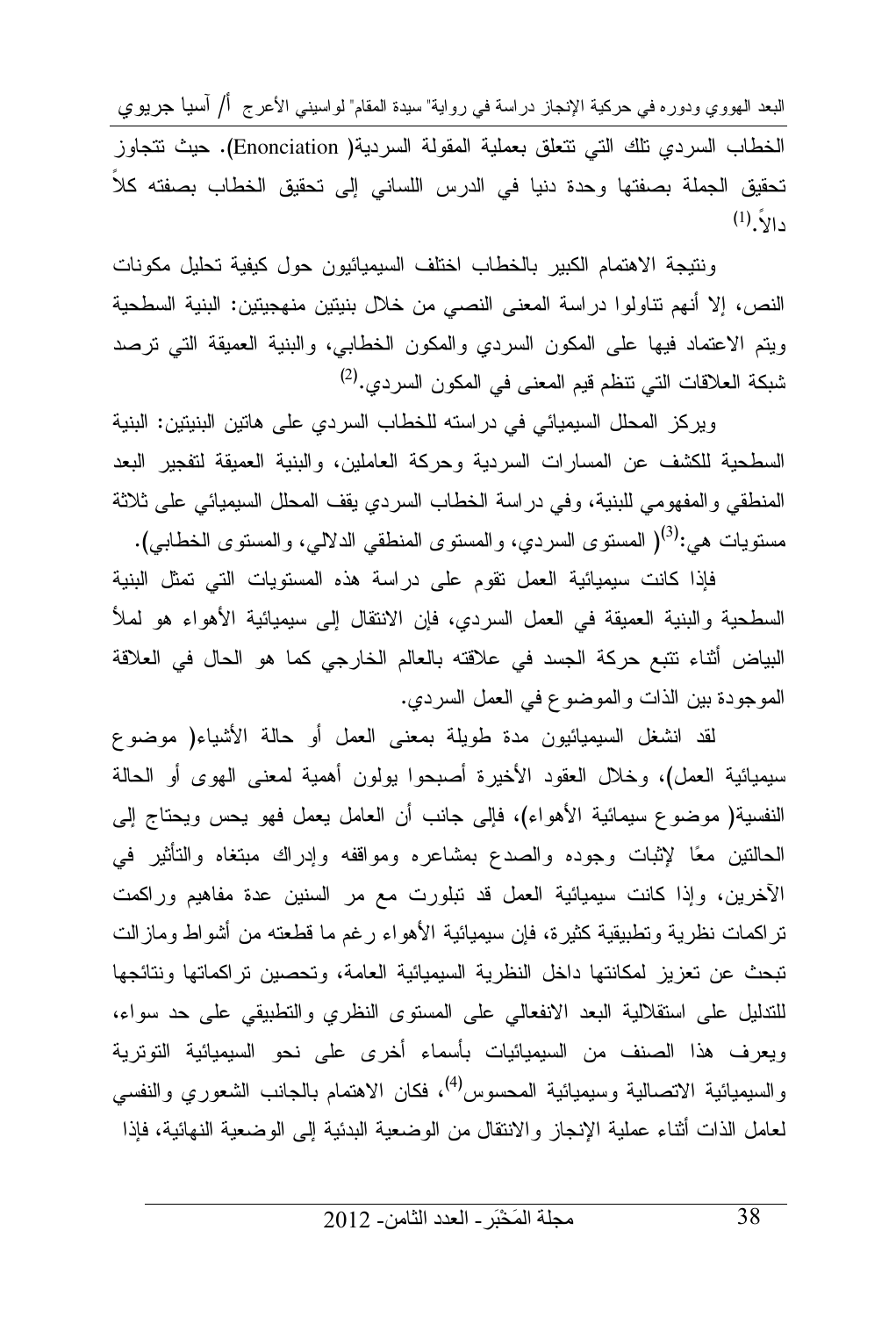الخطاب السردي تلك التي تتعلق بعملية المقولة السردية( Enonciation). حيث تتجاوز تحقيق الجملة بصفتها وحدة دنيا في الدرس اللساني إلى تحقيق الخطاب بصفته كلاً دالاً.[1]

ونتيجة الاهتمام الكبير بالخطاب اختلف السيميائيون حول كيفية تحليل مكونات النص، إلا أنهم تناولوا دراسة المعنى النصي من خلال بنيتين منهجيتين: البنية السطحية ويتم الاعتماد فيها على المكون السردي والمكون الخطابي، والبنية العميقة التي ترصد شبكة العلاقات التي تنظم قيم المعنى في المكون السردي.[2]

ويركز المحلل السيميائي في دراسته للخطاب السردي على هاتين البنيتين: البنية السطحية للكشف عن المسارات السردية وحركة العاملين، والبنية العميقة لتفجير البعد المنطقي والمفهومي للبنية، وفي دراسة الخطاب السردي يقف المحلل السيميائي على ثلاثة مستويات هي:[3]( المستوى السردي، والمستوى المنطقي الدلالي، والمستوى الخطابي).

فإذا كانت سيميائية العمل تقوم على دراسة هذه المستويات التي تمثل البنية السطحية والبنية العميقة في العمل السردي، فإن الانتقال إلى سيميائية الأهواء هو لملأ البياض أثناء تتبع حركة الجسد في علاقته بالعالم الخارجي كما هو الحال في العلاقة الموجودة بين الذات والموضوع في العمل السردي.

لقد انشغل السيميائيون مدة طويلة بمعنى العمل أو حالة الأشياء( موضوع سيميائية العمل)، وخلال العقود الأخيرة أصبحوا يولون أهمية لمعنى الهوى أو الحالة النفسية( موضوع سيمائية الأهواء)، فإلى جانب أن العامل يعمل فهو يحس ويحتاج إلى الحالتين معًا لإثبات وجوده والصدع بمشاعره ومواقفه وإدراك مبتغاه والتأثير في الآخرين، وإذا كانت سيميائية العمل قد تبلورت مع مر السنين عدة مفاهيم وراكمت تراكمات نظرية وتطبيقية كثيرة، فإن سيميائية الأهواء رغم ما قطعته من أشواط ومازالت تبحث عن تعزيز لمكانتها داخل النظرية السيميائية العامة، وتحصين تراكماتها ونتائجها للتدليل على استقلالية البعد الانفعالي على المستوى النظري والتطبيقي على حد سواء، ويعرف هذا الصنف من السيميائيات بأسماء أخرى على نحو السيميائية التوترية والسيميائية الاتصالية وسيميائية المحسوس[4]، فكان الاهتمام بالجانب الشعوري والنفسي لعامل الذات أثناء عملية الإنجاز والانتقال من الوضعية البدئية إلى الوضعية النهائية، فإذا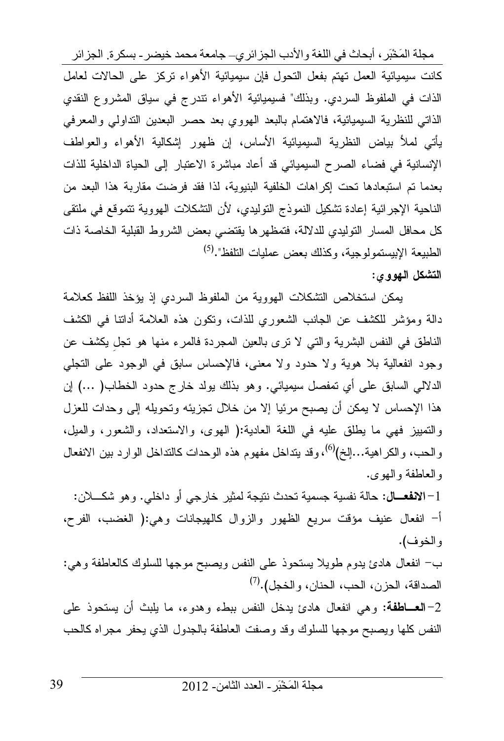كانت سيميائية العمل تهتم بفعل التحول فإن سيميائية الأهواء تركز على الحالات لعامل الذات في الملفوظ السردي. وبذلك" فسيميائية الأهواء تندرج في سياق المشروع النقدي الذاتي للنظرية السيميائية، فالاهتمام بالبعد الهووي بعد حصر البعدين التداولي والمعرفي يأتي لملأ بياض النظرية السيميائية الأساس، إن ظهور إشكالية الأهواء والعواطف الإنسانية في فضاء الصرح السيميائي قد أعاد مباشرة الاعتبار إلى الحياة الداخلية للذات بعدما تم استبعادها تحت إكراهات الخلفية البنيوية، لذا فقد فرضت مقاربة هذا البعد من الناحية الإجرائية إعادة تشكيل النموذج التوليدي، لأن التشكلات الهووية تتموقع في ملتقى كل محافل المسار التوليدي للدلالة، فتمظهرها يقتضي بعض الشروط القبلية الخاصة ذات الطبيعة الإبيستمولوجية، وكذلك بعض عمليات التلفظ".[5]

**التشكل الهووي:**

يمكن استخلاص التشكلات الهووية من الملفوظ السردي إذ يؤخذ اللفظ كعلامة دالة ومؤشر للكشف عن الجانب الشعوري للذات، وتكون هذه العلامة أداتنا في الكشف الناطق في النفس البشرية والتي لا ترى بالعين المجردة فالمرء منها هو تجلٍ يكشف عن وجود انفعالية بلا هوية ولا حدود ولا معنى، فالإحساس سابق في الوجود على التجلي الدلالي السابق على أي تمفصل سيميائي. وهو بذلك يولد خارج حدود الخطاب( ...) إن هذا الإحساس لا يمكن أن يصبح مرئيا إلا من خلال تجزيئه وتحويله إلى وحدات للعزل والتمييز فهي ما يطلق عليه في اللغة العادية:( الهوى، والاستعداد، والشعور، والميل، والحب، والكراهية...إلخ)[6]، وقد يتداخل مفهوم هذه الوحدات كالتداخل الوارد بين الانفعال والعاطفة والهوى.

1- **الانفعـــال:** حالة نفسية جسمية تحدث نتيجة لمثير خارجي أو داخلي. وهو شكـــلان:

أ- انفعال عنيف مؤقت سريع الظهور والزوال كالهيجانات وهي:( الغضب، الفرح، والخوف).

ب- انفعال هادئ يدوم طويلا يستحوذ على النفس ويصبح موجها للسلوك كالعاطفة وهي: الصداقة، الحزن، الحب، الحنان، والخجل).[7]

2- **العـــاطفة:** وهي انفعال هادئ يدخل النفس ببطء وهدوء، ما يلبث أن يستحوذ على النفس كلها ويصبح موجها للسلوك وقد وصفت العاطفة بالجدول الذي يحفر مجراه كالحب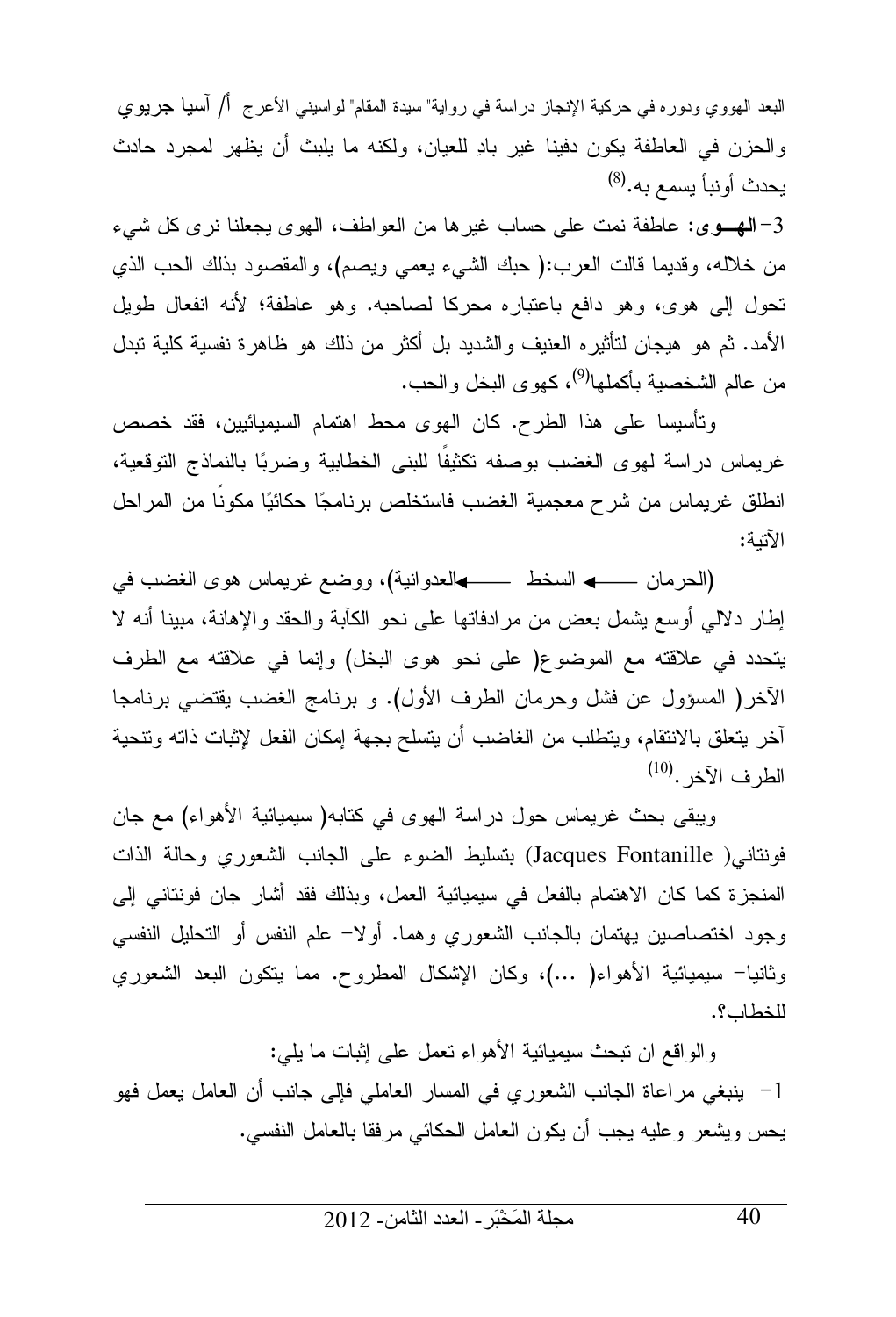والحزن في العاطفة يكون دفينا غير بادِ للعيان، ولكنه ما يلبث أن يظهر لمجرد حادث يحدث أونبأ يسمع به.[8]

3- **الهــوى**: عاطفة نمت على حساب غيرها من العواطف، الهوى يجعلنا نرى كل شيء من خلاله، وقديما قالت العرب:( حبك الشيء يعمي ويصم)، والمقصود بذلك الحب الذي تحول إلى هوى، وهو دافع باعتباره محركا لصاحبه. وهو عاطفة؛ لأنه انفعال طويل الأمد. ثم هو هيجان لتأثيره العنيف والشديد بل أكثر من ذلك هو ظاهرة نفسية كلية تبدل من عالم الشخصية بأكملها[9]، كهوى البخل والحب.

وتأسيسا على هذا الطرح. كان الهوى محط اهتمام السيميائيين، فقد خصص غريماس دراسة لهوى الغضب بوصفه تكثيفًا للبنى الخطابية وضربًا بالنماذج التوقعية، انطلق غريماس من شرح معجمية الغضب فاستخلص برنامجًا حكائيًا مكونًا من المراحل الآتية:

(الحرمان ←—— السخط ←——العدوانية)، ووضع غريماس هوى الغضب في إطار دلالي أوسع يشمل بعض من مرادفاتها على نحو الكآبة والحقد والإهانة، مبينا أنه لا يتحدد في علاقته مع الموضوع( على نحو هوى البخل) وإنما في علاقته مع الطرف الآخر( المسؤول عن فشل وحرمان الطرف الأول). و برنامج الغضب يقتضي برنامجا آخر يتعلق بالانتقام، ويتطلب من الغاضب أن يتسلح بجهة إمكان الفعل لإثبات ذاته وتنحية الطرف الآخر.[10]

ويبقى بحث غريماس حول دراسة الهوى في كتابه( سيميائية الأهواء) مع جان فونتاني( Jacques Fontanille) بتسليط الضوء على الجانب الشعوري وحالة الذات المنجزة كما كان الاهتمام بالفعل في سيميائية العمل، وبذلك فقد أشار جان فونتاني إلى وجود اختصاصين يهتمان بالجانب الشعوري وهما. أولا- علم النفس أو التحليل النفسي وثانيا- سيميائية الأهواء( ...)، وكان الإشكال المطروح. مما يتكون البعد الشعوري للخطاب؟.

والواقع ان تبحث سيميائية الأهواء تعمل على إثبات ما يلي:

1- ينبغي مراعاة الجانب الشعوري في المسار العاملي فإلى جانب أن العامل يعمل فهو يحس ويشعر وعليه يجب أن يكون العامل الحكائي مرفقا بالعامل النفسي.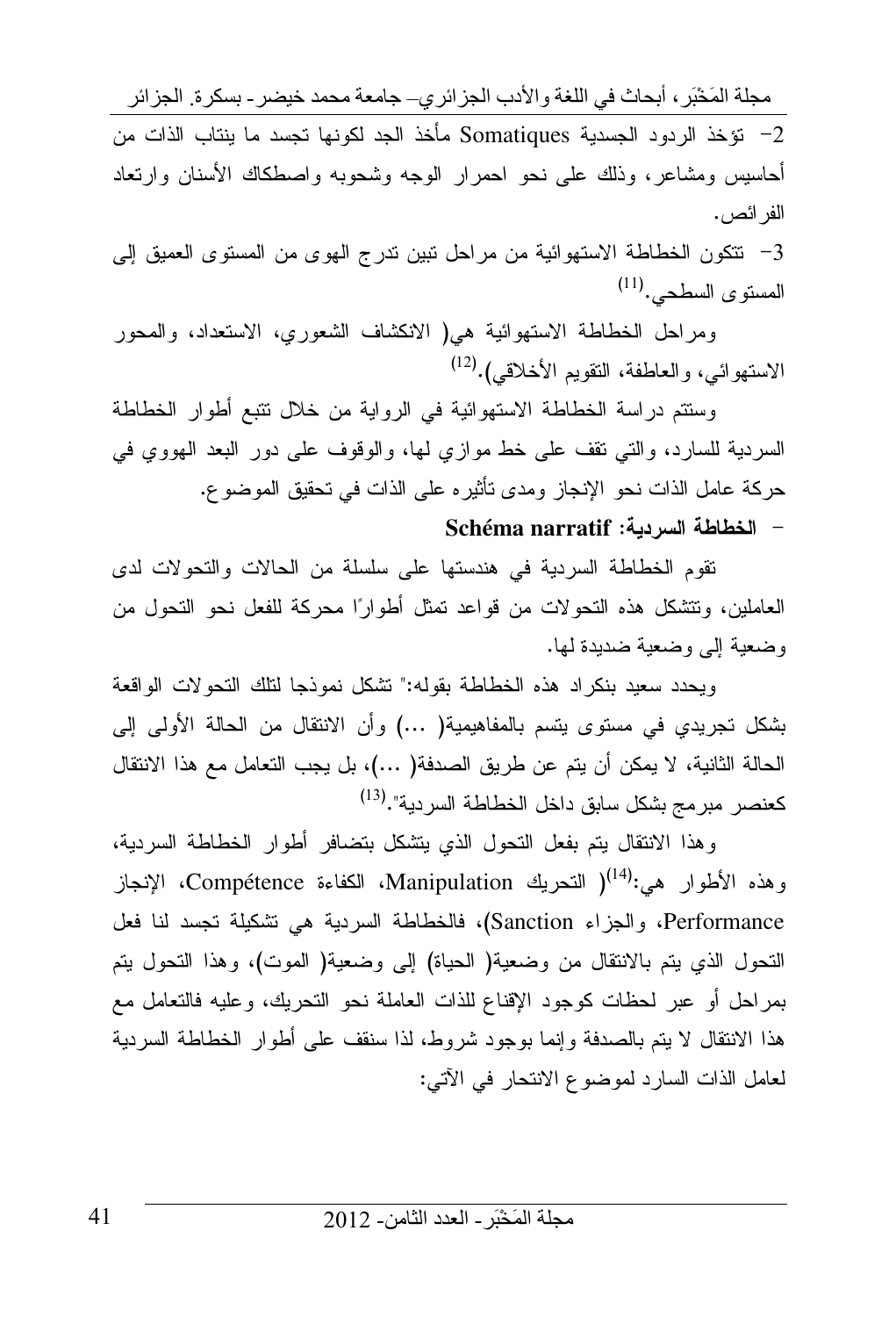2- تؤخذ الردود الجسدية Somatiques مأخذ الجد لكونها تجسد ما ينتاب الذات من أحاسيس ومشاعر، وذلك على نحو احمرار الوجه وشحوبه واصطكاك الأسنان وارتعاد الفرائص.

3- تتكون الخطاطة الاستهوائية من مراحل تبين تدرج الهوى من المستوى العميق إلى المستوى السطحي.[11]

ومراحل الخطاطة الاستهوائية هي( الانكشاف الشعوري، الاستعداد، والمحور الاستهوائي، والعاطفة، التقويم الأخلاقي).[12]

وستتم دراسة الخطاطة الاستهوائية في الرواية من خلال تتبع أطوار الخطاطة السردية للسارد، والتي تقف على خط موازي لها، والوقوف على دور البعد الهووي في حركة عامل الذات نحو الإنجاز ومدى تأثيره على الذات في تحقيق الموضوع.

- **الخطاطة السردية: Schéma narratif**

تقوم الخطاطة السردية في هندستها على سلسلة من الحالات والتحولات لدى العاملين، وتتشكل هذه التحولات من قواعد تمثل أطوارًا محركة للفعل نحو التحول من وضعية إلى وضعية ضديدة لها.

ويحدد سعيد بنكراد هذه الخطاطة بقوله:" تشكل نموذجا لتلك التحولات الواقعة بشكل تجريدي في مستوى يتسم بالمفاهيمية( ...) وأن الانتقال من الحالة الأولى إلى الحالة الثانية، لا يمكن أن يتم عن طريق الصدفة( ...)، بل يجب التعامل مع هذا الانتقال كعنصر مبرمج بشكل سابق داخل الخطاطة السردية".[13]

وهذا الانتقال يتم بفعل التحول الذي يتشكل بتضافر أطوار الخطاطة السردية، وهذه الأطوار هي:[14]( التحريك Manipulation، الكفاءة Compétence، الإنجاز Performance، والجزاء Sanction)، فالخطاطة السردية هي تشكيلة تجسد لنا فعل التحول الذي يتم بالانتقال من وضعية( الحياة) إلى وضعية( الموت)، وهذا التحول يتم بمراحل أو عبر لحظات كوجود الإقناع للذات العاملة نحو التحريك، وعليه فالتعامل مع هذا الانتقال لا يتم بالصدفة وإنما بوجود شروط، لذا سنقف على أطوار الخطاطة السردية لعامل الذات السارد لموضوع الانتحار في الآتي: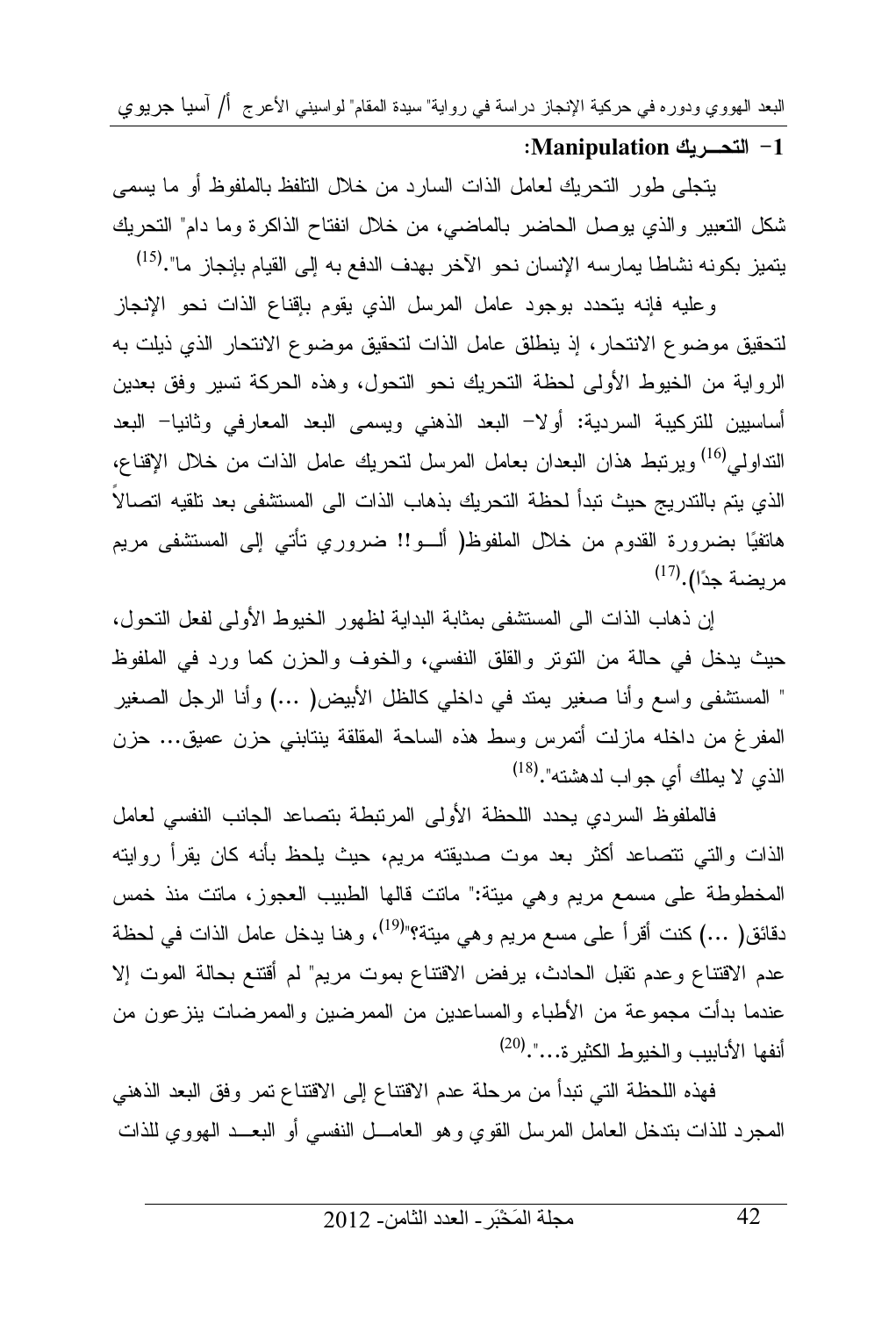### 1- التحــريك Manipulation:

يتجلى طور التحريك لعامل الذات السارد من خلال التلفظ بالملفوظ أو ما يسمى شكل التعبير والذي يوصل الحاضر بالماضي، من خلال انفتاح الذاكرة وما دام" التحريك يتميز بكونه نشاطا يمارسه الإنسان نحو الآخر بهدف الدفع به إلى القيام بإنجاز ما".[15]

وعليه فإنه يتحدد بوجود عامل المرسل الذي يقوم بإقناع الذات نحو الإنجاز لتحقيق موضوع الانتحار، إذ ينطلق عامل الذات لتحقيق موضوع الانتحار الذي ذيلت به الرواية من الخيوط الأولى لحظة التحريك نحو التحول، وهذه الحركة تسير وفق بعدين أساسيين للتركيبة السردية: أولا- البعد الذهني ويسمى البعد المعارفي وثانيا- البعد التداولي[16] ويرتبط هذان البعدان بعامل المرسل لتحريك عامل الذات من خلال الإقناع، الذي يتم بالتدريج حيث تبدأ لحظة التحريك بذهاب الذات الى المستشفى بعد تلقيه اتصالاً هاتفيًا بضرورة القدوم من خلال الملفوظ( ألــو!! ضروري تأتي إلى المستشفى مريم مريضة جدًا).[17]

إن ذهاب الذات الى المستشفى بمثابة البداية لظهور الخيوط الأولى لفعل التحول، حيث يدخل في حالة من التوتر والقلق النفسي، والخوف والحزن كما ورد في الملفوظ " المستشفى واسع وأنا صغير يمتد في داخلي كالظل الأبيض( ...) وأنا الرجل الصغير المفرغ من داخله مازلت أتمرس وسط هذه الساحة المقلقة ينتابني حزن عميق... حزن الذي لا يملك أي جواب لدهشته".[18]

فالملفوظ السردي يحدد اللحظة الأولى المرتبطة بتصاعد الجانب النفسي لعامل الذات والتي تتصاعد أكثر بعد موت صديقته مريم، حيث يلحظ بأنه كان يقرأ روايته المخطوطة على مسمع مريم وهي ميتة:" ماتت قالها الطبيب العجوز، ماتت منذ خمس دقائق( ...) كنت أقرأ على مسع مريم وهي ميتة؟"[19]، وهنا يدخل عامل الذات في لحظة عدم الاقتناع وعدم تقبل الحادث، يرفض الاقتناع بموت مريم" لم أقتنع بحالة الموت إلا عندما بدأت مجموعة من الأطباء والمساعدين من الممرضين والممرضات ينزعون من أنفها الأنابيب والخيوط الكثيرة...".[20]

فهذه اللحظة التي تبدأ من مرحلة عدم الاقتناع إلى الاقتناع تمر وفق البعد الذهني المجرد للذات بتدخل العامل المرسل القوي وهو العامـــل النفسي أو البعـــد الهووي للذات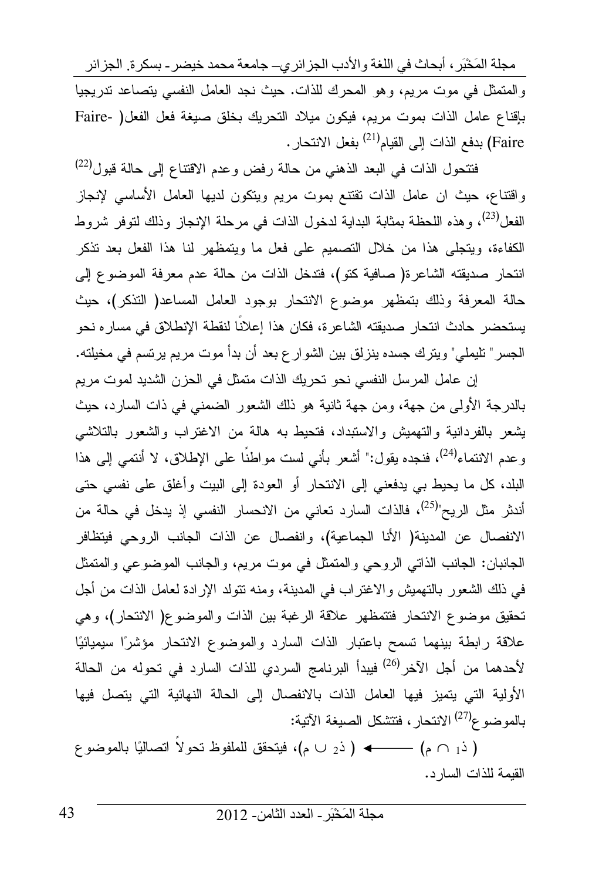والمتمثل في موت مريم، وهو المحرك للذات. حيث نجد العامل النفسي يتصاعد تدريجيا بإقناع عامل الذات بموت مريم، فيكون ميلاد التحريك بخلق صيغة فعل الفعل( Faire-Faire) بدفع الذات إلى القيام[21] بفعل الانتحار.

فتتحول الذات في البعد الذهني من حالة رفض وعدم الاقتناع إلى حالة قبول[22] واقتناع، حيث ان عامل الذات تقتنع بموت مريم ويتكون لديها العامل الأساسي لإنجاز الفعل[23]، وهذه اللحظة بمثابة البداية لدخول الذات في مرحلة الإنجاز وذلك لتوفر شروط الكفاءة، ويتجلى هذا من خلال التصميم على فعل ما ويتمظهر لنا هذا الفعل بعد تذكر انتحار صديقته الشاعرة( صافية كتو)، فتدخل الذات من حالة عدم معرفة الموضوع إلى حالة المعرفة وذلك بتمظهر موضوع الانتحار بوجود العامل المساعد( التذكر)، حيث يستحضر حادث انتحار صديقته الشاعرة، فكان هذا إعلاناً لنقطة الإنطلاق في مساره نحو الجسر" تليملي" ويترك جسده ينزلق بين الشوارع بعد أن بدأ موت مريم يرتسم في مخيلته.

إن عامل المرسل النفسي نحو تحريك الذات متمثل في الحزن الشديد لموت مريم بالدرجة الأولى من جهة، ومن جهة ثانية هو ذلك الشعور الضمني في ذات السارد، حيث يشعر بالفردانية والتهميش والاستبداد، فتحيط به هالة من الاغتراب والشعور بالتلاشي وعدم الانتماء[24]، فنجده يقول:" أشعر بأني لست مواطناً على الإطلاق، لا أنتمي إلى هذا البلد، كل ما يحيط بي يدفعني إلى الانتحار أو العودة إلى البيت وأغلق على نفسي حتى أندثر مثل الريح"[25]، فالذات السارد تعاني من الانحسار النفسي إذ يدخل في حالة من الانفصال عن المدينة( الأنا الجماعية)، وانفصال عن الذات الجانب الروحي فيتظافر الجانبان: الجانب الذاتي الروحي والمتمثل في موت مريم، والجانب الموضوعي والمتمثل في ذلك الشعور بالتهميش والاغتراب في المدينة، ومنه تتولد الإرادة لعامل الذات من أجل تحقيق موضوع الانتحار فتتمظهر علاقة الرغبة بين الذات والموضوع( الانتحار)، وهي علاقة رابطة بينهما تسمح باعتبار الذات السارد والموضوع الانتحار مؤشرًا سيميائيًا لأحدهما من أجل الآخر[26] فيبدأ البرنامج السردي للذات السارد في تحوله من الحالة الأولية التي يتميز فيها العامل الذات بالانفصال إلى الحالة النهائية التي يتصل فيها بالموضوع[27] الانتحار، فتتشكل الصيغة الآتية:

( ذ$_1$ $\cap$ م) $\longrightarrow$ ( ذ$_2$ $\cup$ م)، فيتحقق للملفوظ تحولاً اتصاليًا بالموضوع القيمة للذات السارد.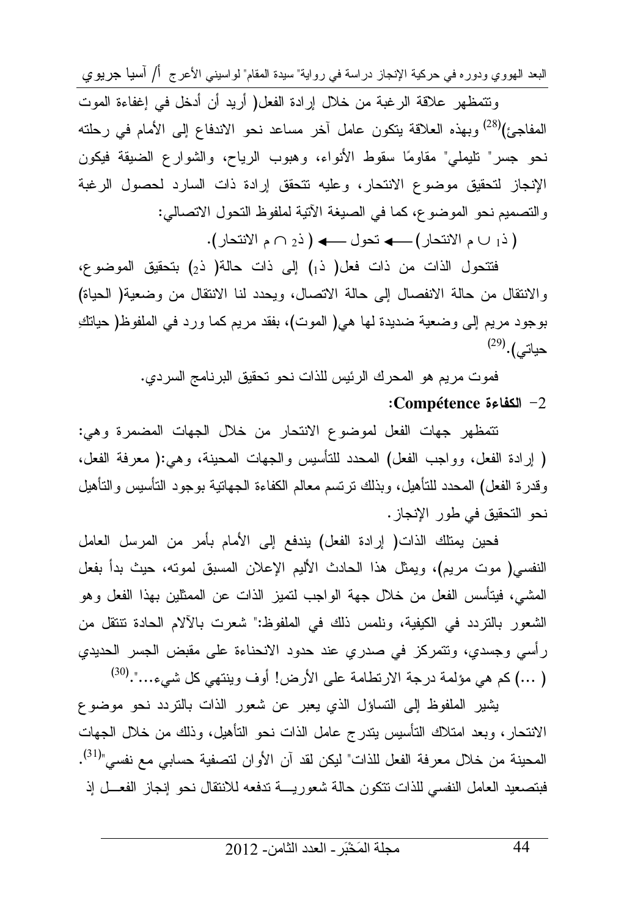وتتمظهر علاقة الرغبة من خلال إرادة الفعل( أريد أن أدخل في إغفاءة الموت المفاجئ)[28] وبهذه العلاقة يتكون عامل آخر مساعد نحو الاندفاع إلى الأمام في رحلته نحو جسر" تليملي" مقاومًا سقوط الأنواء، وهبوب الرياح، والشوارع الضيقة فيكون الإنجاز لتحقيق موضوع الانتحار، وعليه تتحقق إرادة ذات السارد لحصول الرغبة والتصميم نحو الموضوع، كما في الصيغة الآتية لملفوظ التحول الاتصالي:

( ذ$_1$ ∪ م الانتحار) ←—— تحول ←—— ( ذ$_2$ ∩ م الانتحار).

فتتحول الذات من ذات فعل( ذ$_1$) إلى ذات حالة( ذ$_2$) بتحقيق الموضوع، والانتقال من حالة الانفصال إلى حالة الاتصال، ويحدد لنا الانتقال من وضعية( الحياة) بوجود مريم إلى وضعية ضديدة لها هي( الموت)، بفقد مريم كما ورد في الملفوظ( حياتكِ حياتي).[29]

فموت مريم هو المحرك الرئيس للذات نحو تحقيق البرنامج السردي.

**2- الكفاءة Compétence:**

تتمظهر جهات الفعل لموضوع الانتحار من خلال الجهات المضمرة وهي: ( إرادة الفعل، وواجب الفعل) المحدد للتأسيس والجهات المحينة، وهي:( معرفة الفعل، وقدرة الفعل) المحدد للتأهيل، وبذلك ترتسم معالم الكفاءة الجهاتية بوجود التأسيس والتأهيل نحو التحقيق في طور الإنجاز.

فحين يمتلك الذات( إرادة الفعل) يندفع إلى الأمام بأمر من المرسل العامل النفسي( موت مريم)، ويمثل هذا الحادث الأليم الإعلان المسبق لموته، حيث بدأ بفعل المشي، فيتأسس الفعل من خلال جهة الواجب لتميز الذات عن الممثلين بهذا الفعل وهو الشعور بالتردد في الكيفية، ونلمس ذلك في الملفوظ:" شعرت بالآلام الحادة تتنقل من رأسي وجسدي، وتتمركز في صدري عند حدود الانحناءة على مقبض الجسر الحديدي ( ...) كم هي مؤلمة درجة الارتطامة على الأرض! أوف وينتهي كل شيء...".[30]

يشير الملفوظ إلى التساؤل الذي يعبر عن شعور الذات بالتردد نحو موضوع الانتحار، وبعد امتلاك التأسيس يتدرج عامل الذات نحو التأهيل، وذلك من خلال الجهات المحينة من خلال معرفة الفعل للذات" ليكن لقد آن الأوان لتصفية حسابي مع نفسي"[31]. فبتصعيد العامل النفسي للذات تتكون حالة شعورية تدفعه للانتقال نحو إنجاز الفعل إذ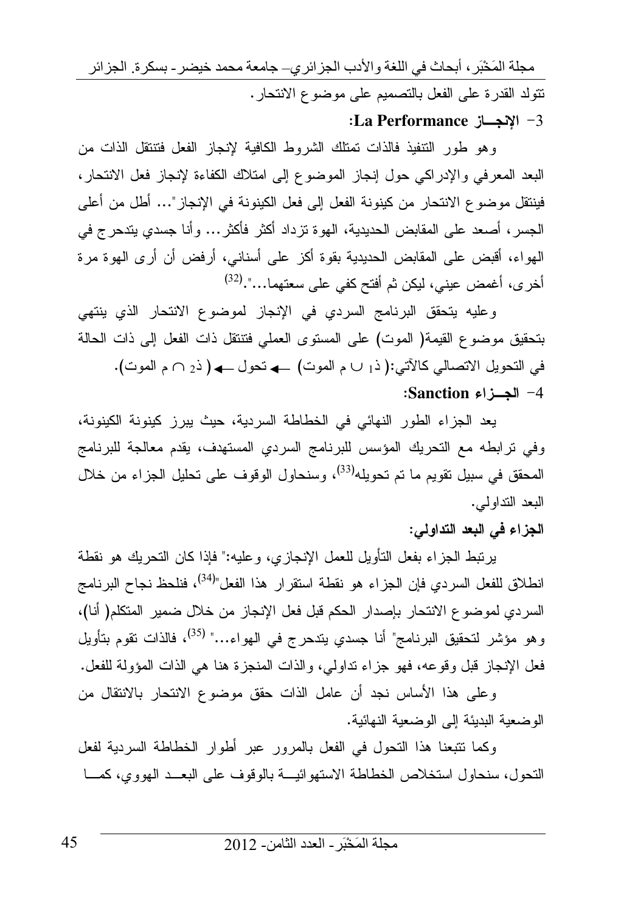تتولد القدرة على الفعل بالتصميم على موضوع الانتحار.

### 3- الإنجــاز La Performance:

وهو طور التنفيذ فالذات تمتلك الشروط الكافية لإنجاز الفعل فتنتقل الذات من البعد المعرفي والإدراكي حول إنجاز الموضوع إلى امتلاك الكفاءة لإنجاز فعل الانتحار، فينتقل موضوع الانتحار من كينونة الفعل إلى فعل الكينونة في الإنجاز"... أطل من أعلى الجسر، أصعد على المقابض الحديدية، الهوة تزداد أكثر فأكثر... وأنا جسدي يتدحرج في الهواء، أقبض على المقابض الحديدية بقوة أكز على أسناني، أرفض أن أرى الهوة مرة أخرى، أغمض عيني، ليكن ثم أفتح كفي على سعتهما...".[32]

وعليه يتحقق البرنامج السردي في الإنجاز لموضوع الانتحار الذي ينتهي بتحقيق موضوع القيمة( الموت) على المستوى العملي فتنتقل ذات الفعل إلى ذات الحالة في التحويل الاتصالي كالآتي:( ذ$_1$ $\cup$ م الموت) ← تحول ← ( ذ$_2$ $\cap$ م الموت).

### 4- الجــزاء Sanction:

يعد الجزاء الطور النهائي في الخطاطة السردية، حيث يبرز كينونة الكينونة، وفي ترابطه مع التحريك المؤسس للبرنامج السردي المستهدف، يقدم معالجة للبرنامج المحقق في سبيل تقويم ما تم تحويله[33]، وسنحاول الوقوف على تحليل الجزاء من خلال البعد التداولي.

**الجزاء في البعد التداولي:**

يرتبط الجزاء بفعل التأويل للعمل الإنجازي، وعليه:" فإذا كان التحريك هو نقطة انطلاق للفعل السردي فإن الجزاء هو نقطة استقرار هذا الفعل"[34]، فنلحظ نجاح البرنامج السردي لموضوع الانتحار بإصدار الحكم قبل فعل الإنجاز من خلال ضمير المتكلم( أنا)، وهو مؤشر لتحقيق البرنامج" أنا جسدي يتدحرج في الهواء..." [35]، فالذات تقوم بتأويل فعل الإنجاز قبل وقوعه، فهو جزاء تداولي، والذات المنجزة هنا هي الذات المؤولة للفعل.

وعلى هذا الأساس نجد أن عامل الذات حقق موضوع الانتحار بالانتقال من الوضعية البديئة إلى الوضعية النهائية.

وكما تتبعنا هذا التحول في الفعل بالمرور عبر أطوار الخطاطة السردية لفعل التحول، سنحاول استخلاص الخطاطة الاستهوائية بالوقوف على البعد الهووي، كما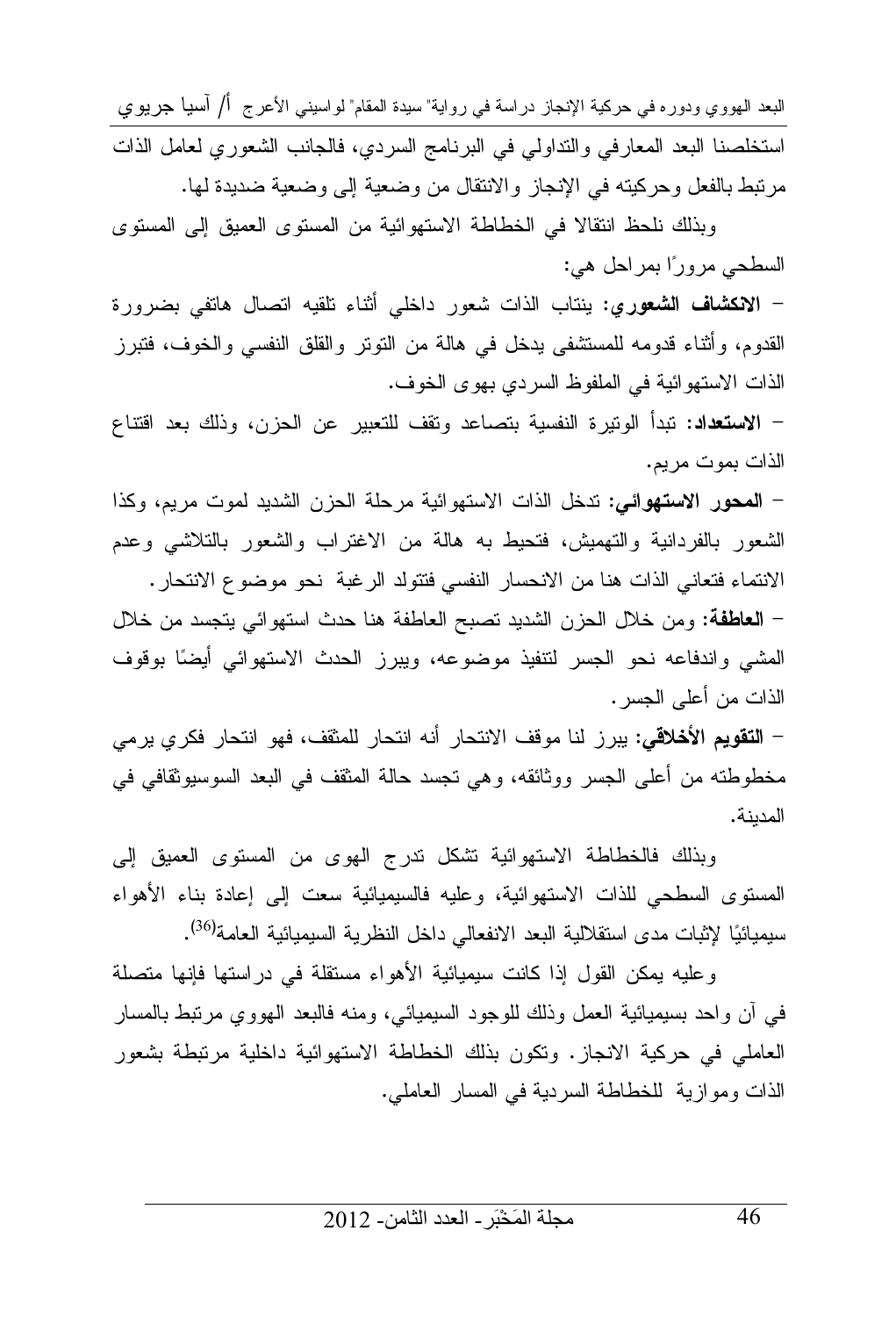استخلصنا البعد المعارفي والتداولي في البرنامج السردي، فالجانب الشعوري لعامل الذات مرتبط بالفعل وحركيته في الإنجاز والانتقال من وضعية إلى وضعية ضديدة لها.

وبذلك نلحظ انتقالا في الخطاطة الاستهوائية من المستوى العميق إلى المستوى السطحي مرورًا بمراحل هي:

- **الانكشاف الشعوري:** ينتاب الذات شعور داخلي أثناء تلقيه اتصال هاتفي بضرورة القدوم، وأثناء قدومه للمستشفى يدخل في هالة من التوتر والقلق النفسي والخوف، فتبرز الذات الاستهوائية في الملفوظ السردي بهوى الخوف.
- **الاستعداد:** تبدأ الوتيرة النفسية بتصاعد وتقف للتعبير عن الحزن، وذلك بعد اقتناع الذات بموت مريم.
- **المحور الاستهوائي:** تدخل الذات الاستهوائية مرحلة الحزن الشديد لموت مريم، وكذا الشعور بالفردانية والتهميش، فتحيط به هالة من الاغتراب والشعور بالتلاشي وعدم الانتماء فتعاني الذات هنا من الانحسار النفسي فتتولد الرغبة نحو موضوع الانتحار.
- **العاطفة:** ومن خلال الحزن الشديد تصبح العاطفة هنا حدث استهوائي يتجسد من خلال المشي واندفاعه نحو الجسر لتنفيذ موضوعه، ويبرز الحدث الاستهوائي أيضًا بوقوف الذات من أعلى الجسر.
- **التقويم الأخلاقي:** يبرز لنا موقف الانتحار أنه انتحار للمثقف، فهو انتحار فكري يرمي مخطوطته من أعلى الجسر ووثائقه، وهي تجسد حالة المثقف في البعد السوسيوثقافي في المدينة.

وبذلك فالخطاطة الاستهوائية تشكل تدرج الهوى من المستوى العميق إلى المستوى السطحي للذات الاستهوائية، وعليه فالسيميائية سعت إلى إعادة بناء الأهواء سيميائيًا لإثبات مدى استقلالية البعد الانفعالي داخل النظرية السيميائية العامة[36].

وعليه يمكن القول إذا كانت سيميائية الأهواء مستقلة في دراستها فإنها متصلة في آن واحد بسيميائية العمل وذلك للوجود السيميائي، ومنه فالبعد الهووي مرتبط بالمسار العاملي في حركية الانجاز. وتكون بذلك الخطاطة الاستهوائية داخلية مرتبطة بشعور الذات وموازية للخطاطة السردية في المسار العاملي.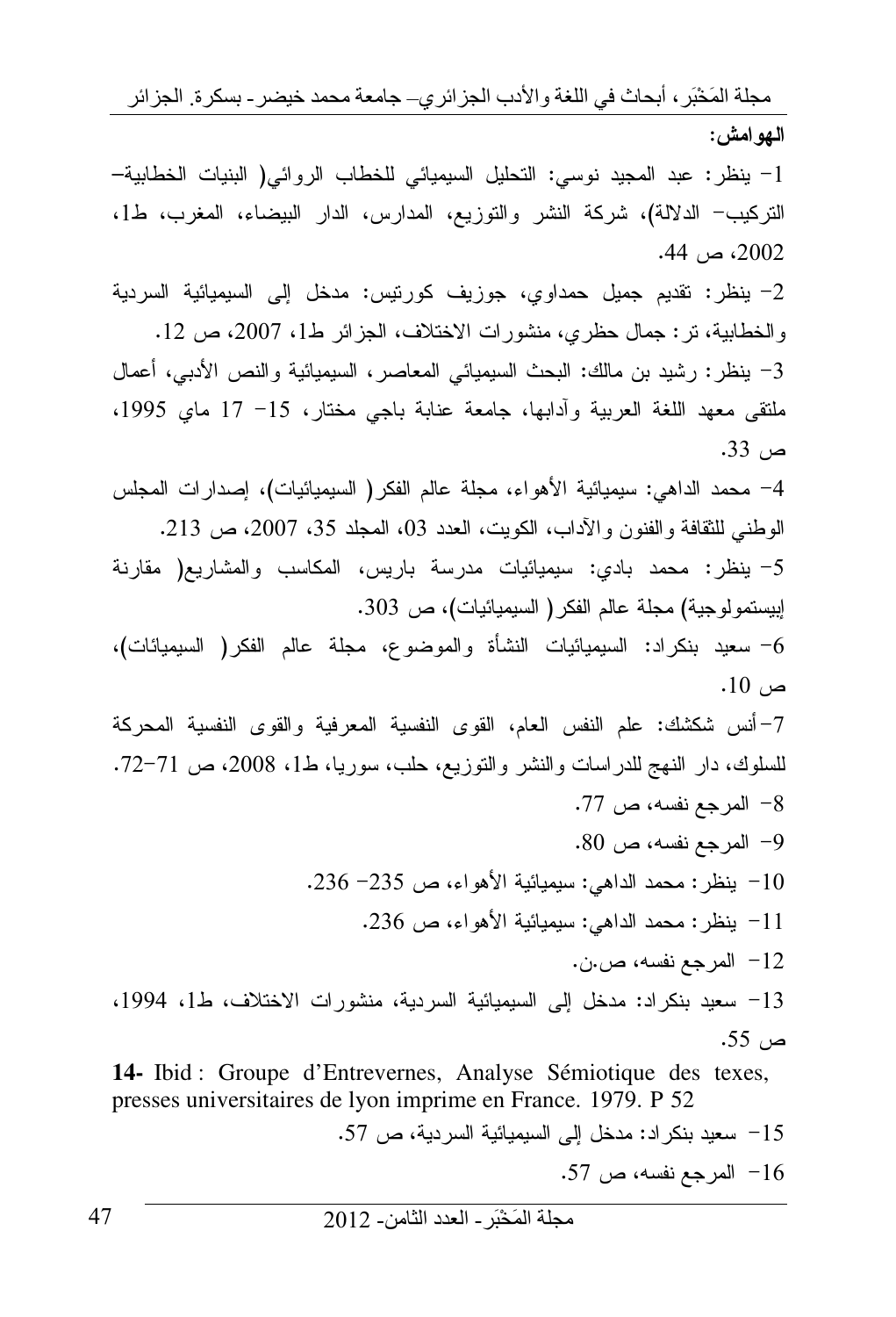**الهوامش:**

1- ينظر: عبد المجيد نوسي: التحليل السيميائي للخطاب الروائي( البنيات الخطابية- التركيب- الدلالة)، شركة النشر والتوزيع، المدارس، الدار البيضاء، المغرب، ط1، 2002، ص 44.

2- ينظر: تقديم جميل حمداوي، جوزيف كورتيس: مدخل إلى السيميائية السردية والخطابية، تر: جمال حضري، منشورات الاختلاف، الجزائر ط1، 2007، ص 12.

3- ينظر: رشيد بن مالك: البحث السيميائي المعاصر، السيميائية والنص الأدبي، أعمال ملتقى معهد اللغة العربية وآدابها، جامعة عنابة باجي مختار، 15- 17 ماي 1995، ص 33.

4- محمد الداهي: سيميائية الأهواء، مجلة عالم الفكر( السيميائيات)، إصدارات المجلس الوطني للثقافة والفنون والآداب، الكويت، العدد 03، المجلد 35، 2007، ص 213.

5- ينظر: محمد بادي: سيميائيات مدرسة باريس، المكاسب والمشاريع( مقارنة إبيستمولوجية) مجلة عالم الفكر( السيميائيات)، ص 303.

6- سعيد بنكراد: السيميائيات النشأة والموضوع، مجلة عالم الفكر( السيميائات)، ص 10.

7- أنس شكشك: علم النفس العام، القوى النفسية المعرفية والقوى النفسية المحركة للسلوك، دار النهج للدراسات والنشر والتوزيع، حلب، سوريا، ط1، 2008، ص 71-72.

8- المرجع نفسه، ص 77.

9- المرجع نفسه، ص 80.

10- ينظر: محمد الداهي: سيميائية الأهواء، ص 235- 236.

11- ينظر: محمد الداهي: سيميائية الأهواء، ص 236.

12- المرجع نفسه، ص.ن.

13- سعيد بنكراد: مدخل إلى السيميائية السردية، منشورات الاختلاف، ط1، 1994، ص 55.

**14-** Ibid : Groupe d'Entrevernes, Analyse Sémiotique des texes, presses universitaires de lyon imprime en France. 1979. P 52

15- سعيد بنكراد: مدخل إلى السيميائية السردية، ص 57.

16- المرجع نفسه، ص 57.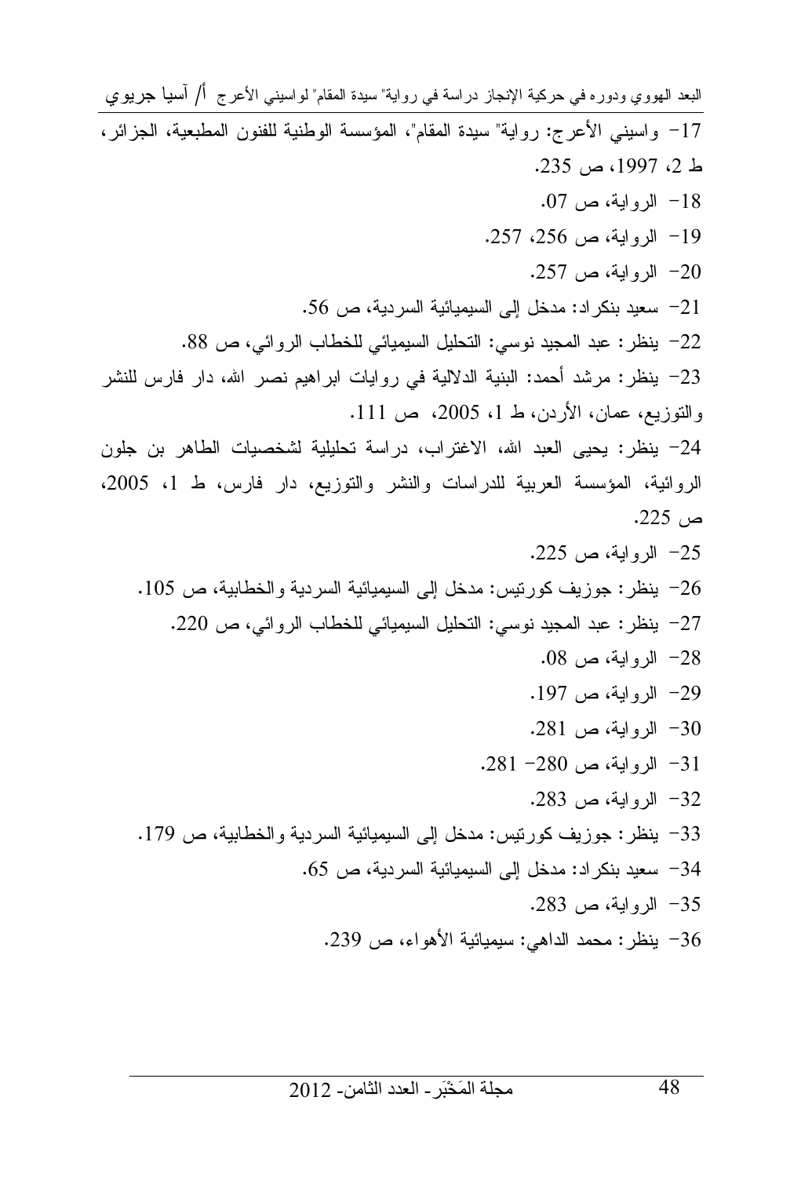17- واسيني الأعرج: رواية" سيدة المقام"، المؤسسة الوطنية للفنون المطبعية، الجزائر، ط 2، 1997، ص 235.

18- الرواية، ص 07.

19- الرواية، ص 256، 257.

20- الرواية، ص 257.

21- سعيد بنكراد: مدخل إلى السيميائية السردية، ص 56.

22- ينظر: عبد المجيد نوسي: التحليل السيميائي للخطاب الروائي، ص 88.

23- ينظر: مرشد أحمد: البنية الدلالية في روايات ابراهيم نصر الله، دار فارس للنشر والتوزيع، عمان، الأردن، ط 1، 2005، ص 111.

24- ينظر: يحيى العبد الله، الاغتراب، دراسة تحليلية لشخصيات الطاهر بن جلون الروائية، المؤسسة العربية للدراسات والنشر والتوزيع، دار فارس، ط 1، 2005، ص 225.

25- الرواية، ص 225.

26- ينظر: جوزيف كورتيس: مدخل إلى السيميائية السردية والخطابية، ص 105.

27- ينظر: عبد المجيد نوسي: التحليل السيميائي للخطاب الروائي، ص 220.

28- الرواية، ص 08.

29- الرواية، ص 197.

30- الرواية، ص 281.

31- الرواية، ص 280- 281.

32- الرواية، ص 283.

33- ينظر: جوزيف كورتيس: مدخل إلى السيميائية السردية والخطابية، ص 179.

34- سعيد بنكراد: مدخل إلى السيميائية السردية، ص 65.

35- الرواية، ص 283.

36- ينظر: محمد الداهي: سيميائية الأهواء، ص 239.